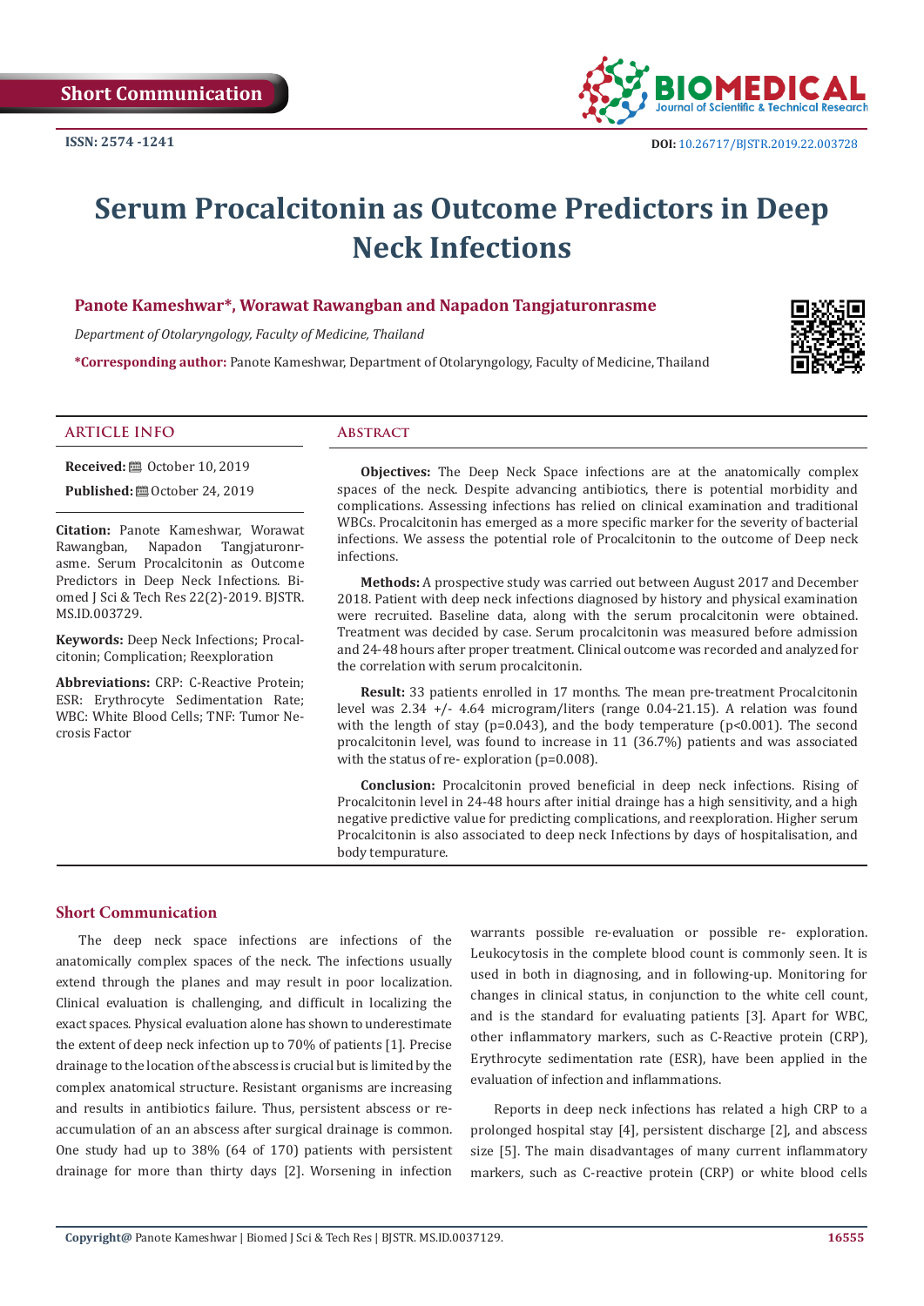Short Communication

ISSN: 2574 -1241

DOI: 10.26717/BJSTR.2019.22.003728

# Serum Procalcitonin as Outcome Predictors in Deep Neck Infections

**Panote Kameshwar\*, Worawat Rawangban and Napadon Tangjaturonrasme**

*Department of Otolaryngology, Faculty of Medicine, Thailand*

**\*Corresponding author:** Panote Kameshwar, Department of Otolaryngology, Faculty of Medicine, Thailand

## ARTICLE INFO

**Received:** October 10, 2019

**Published:** October 24, 2019

**Citation:** Panote Kameshwar, Worawat Rawangban, Napadon Tangjaturonrasme. Serum Procalcitonin as Outcome Predictors in Deep Neck Infections. Biomed J Sci & Tech Res 22(2)-2019. BJSTR. MS.ID.003729.

**Keywords:** Deep Neck Infections; Procalcitonin; Complication; Reexploration

**Abbreviations:** CRP: C-Reactive Protein; ESR: Erythrocyte Sedimentation Rate; WBC: White Blood Cells; TNF: Tumor Necrosis Factor

## Abstract

**Objectives:** The Deep Neck Space infections are at the anatomically complex spaces of the neck. Despite advancing antibiotics, there is potential morbidity and complications. Assessing infections has relied on clinical examination and traditional WBCs. Procalcitonin has emerged as a more specific marker for the severity of bacterial infections. We assess the potential role of Procalcitonin to the outcome of Deep neck infections.

**Methods:** A prospective study was carried out between August 2017 and December 2018. Patient with deep neck infections diagnosed by history and physical examination were recruited. Baseline data, along with the serum procalcitonin were obtained. Treatment was decided by case. Serum procalcitonin was measured before admission and 24-48 hours after proper treatment. Clinical outcome was recorded and analyzed for the correlation with serum procalcitonin.

**Result:** 33 patients enrolled in 17 months. The mean pre-treatment Procalcitonin level was 2.34 +/- 4.64 microgram/liters (range 0.04-21.15). A relation was found with the length of stay ($p=0.043$), and the body temperature ($p<0.001$). The second procalcitonin level, was found to increase in 11 (36.7%) patients and was associated with the status of re- exploration ($p=0.008$).

**Conclusion:** Procalcitonin proved beneficial in deep neck infections. Rising of Procalcitonin level in 24-48 hours after initial drainge has a high sensitivity, and a high negative predictive value for predicting complications, and reexploration. Higher serum Procalcitonin is also associated to deep neck Infections by days of hospitalisation, and body tempurature.

## Short Communication

The deep neck space infections are infections of the anatomically complex spaces of the neck. The infections usually extend through the planes and may result in poor localization. Clinical evaluation is challenging, and difficult in localizing the exact spaces. Physical evaluation alone has shown to underestimate the extent of deep neck infection up to 70% of patients [1]. Precise drainage to the location of the abscess is crucial but is limited by the complex anatomical structure. Resistant organisms are increasing and results in antibiotics failure. Thus, persistent abscess or re-accumulation of an an abscess after surgical drainage is common. One study had up to 38% (64 of 170) patients with persistent drainage for more than thirty days [2]. Worsening in infection warrants possible re-evaluation or possible re- exploration. Leukocytosis in the complete blood count is commonly seen. It is used in both in diagnosing, and in following-up. Monitoring for changes in clinical status, in conjunction to the white cell count, and is the standard for evaluating patients [3]. Apart for WBC, other inflammatory markers, such as C-Reactive protein (CRP), Erythrocyte sedimentation rate (ESR), have been applied in the evaluation of infection and inflammations.

Reports in deep neck infections has related a high CRP to a prolonged hospital stay [4], persistent discharge [2], and abscess size [5]. The main disadvantages of many current inflammatory markers, such as C-reactive protein (CRP) or white blood cells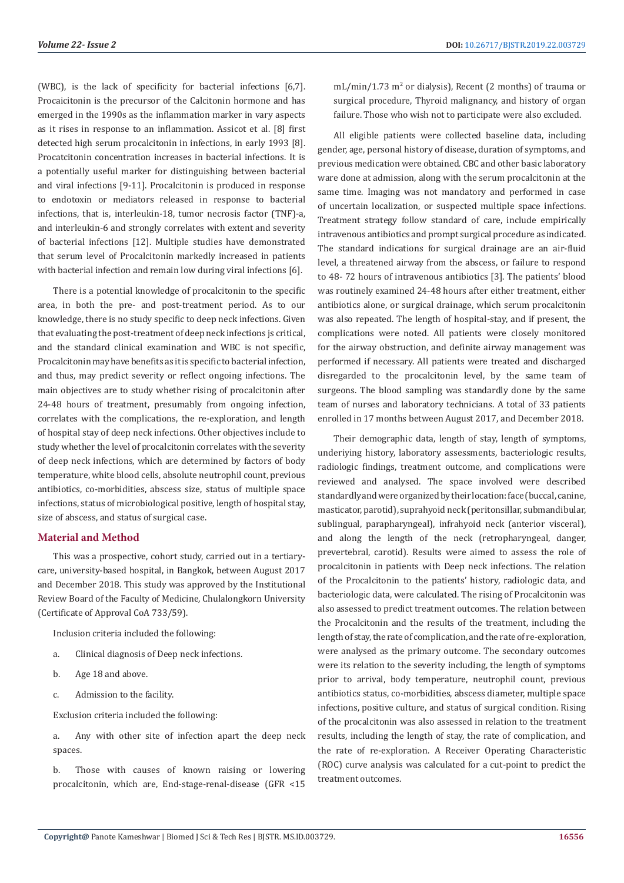(WBC), is the lack of specificity for bacterial infections [6,7]. Procacitonin is the precursor of the Calcitonin hormone and has emerged in the 1990s as the inflammation marker in vary aspects as it rises in response to an inflammation. Assicot et al. [8] first detected high serum procalcitonin in infections, in early 1993 [8]. Procatcitonin concentration increases in bacterial infections. It is a potentially useful marker for distinguishing between bacterial and viral infections [9-11]. Procalcitonin is produced in response to endotoxin or mediators released in response to bacterial infections, that is, interleukin-18, tumor necrosis factor (TNF)-a, and interleukin-6 and strongly correlates with extent and severity of bacterial infections [12]. Multiple studies have demonstrated that serum level of Procalcitonin markedly increased in patients with bacterial infection and remain low during viral infections [6].

There is a potential knowledge of procalcitonin to the specific area, in both the pre- and post-treatment period. As to our knowledge, there is no study specific to deep neck infections. Given that evaluating the post-treatment of deep neck infections js critical, and the standard clinical examination and WBC is not specific, Procalcitonin may have benefits as it is specific to bacterial infection, and thus, may predict severity or reflect ongoing infections. The main objectives are to study whether rising of procalcitonin after 24-48 hours of treatment, presumably from ongoing infection, correlates with the complications, the re-exploration, and length of hospital stay of deep neck infections. Other objectives include to study whether the level of procalcitonin correlates with the severity of deep neck infections, which are determined by factors of body temperature, white blood cells, absolute neutrophil count, previous antibiotics, co-morbidities, abscess size, status of multiple space infections, status of microbiological positive, length of hospital stay, size of abscess, and status of surgical case.

## Material and Method

This was a prospective, cohort study, carried out in a tertiary-care, university-based hospital, in Bangkok, between August 2017 and December 2018. This study was approved by the Institutional Review Board of the Faculty of Medicine, Chulalongkorn University (Certificate of Approval CoA 733/59).

Inclusion criteria included the following:

a. Clinical diagnosis of Deep neck infections.

b. Age 18 and above.

c. Admission to the facility.

Exclusion criteria included the following:

a. Any with other site of infection apart the deep neck spaces.

b. Those with causes of known raising or lowering procalcitonin, which are, End-stage-renal-disease (GFR <15 mL/min/1.73 $m^2$ or dialysis), Recent (2 months) of trauma or surgical procedure, Thyroid malignancy, and history of organ failure. Those who wish not to participate were also excluded.

All eligible patients were collected baseline data, including gender, age, personal history of disease, duration of symptoms, and previous medication were obtained. CBC and other basic laboratory ware done at admission, along with the serum procalcitonin at the same time. Imaging was not mandatory and performed in case of uncertain localization, or suspected multiple space infections. Treatment strategy follow standard of care, include empirically intravenous antibiotics and prompt surgical procedure as indicated. The standard indications for surgical drainage are an air-fluid level, a threatened airway from the abscess, or failure to respond to 48- 72 hours of intravenous antibiotics [3]. The patients' blood was routinely examined 24-48 hours after either treatment, either antibiotics alone, or surgical drainage, which serum procalcitonin was also repeated. The length of hospital-stay, and if present, the complications were noted. All patients were closely monitored for the airway obstruction, and definite airway management was performed if necessary. All patients were treated and discharged disregarded to the procalcitonin level, by the same team of surgeons. The blood sampling was standardly done by the same team of nurses and laboratory technicians. A total of 33 patients enrolled in 17 months between August 2017, and December 2018.

Their demographic data, length of stay, length of symptoms, underiying history, laboratory assessments, bacteriologic results, radiologic findings, treatment outcome, and complications were reviewed and analysed. The space involved were described standardly and were organized by their location: face (buccal, canine, masticator, parotid), suprahyoid neck (peritonsillar, submandibular, sublingual, parapharyngeal), infrahyoid neck (anterior visceral), and along the length of the neck (retropharyngeal, danger, prevertebral, carotid). Results were aimed to assess the role of procalcitonin in patients with Deep neck infections. The relation of the Procalcitonin to the patients' history, radiologic data, and bacteriologic data, were calculated. The rising of Procalcitonin was also assessed to predict treatment outcomes. The relation between the Procalcitonin and the results of the treatment, including the length of stay, the rate of complication, and the rate of re-exploration, were analysed as the primary outcome. The secondary outcomes were its relation to the severity including, the length of symptoms prior to arrival, body temperature, neutrophil count, previous antibiotics status, co-morbidities, abscess diameter, multiple space infections, positive culture, and status of surgical condition. Rising of the procalcitonin was also assessed in relation to the treatment results, including the length of stay, the rate of complication, and the rate of re-exploration. A Receiver Operating Characteristic (ROC) curve analysis was calculated for a cut-point to predict the treatment outcomes.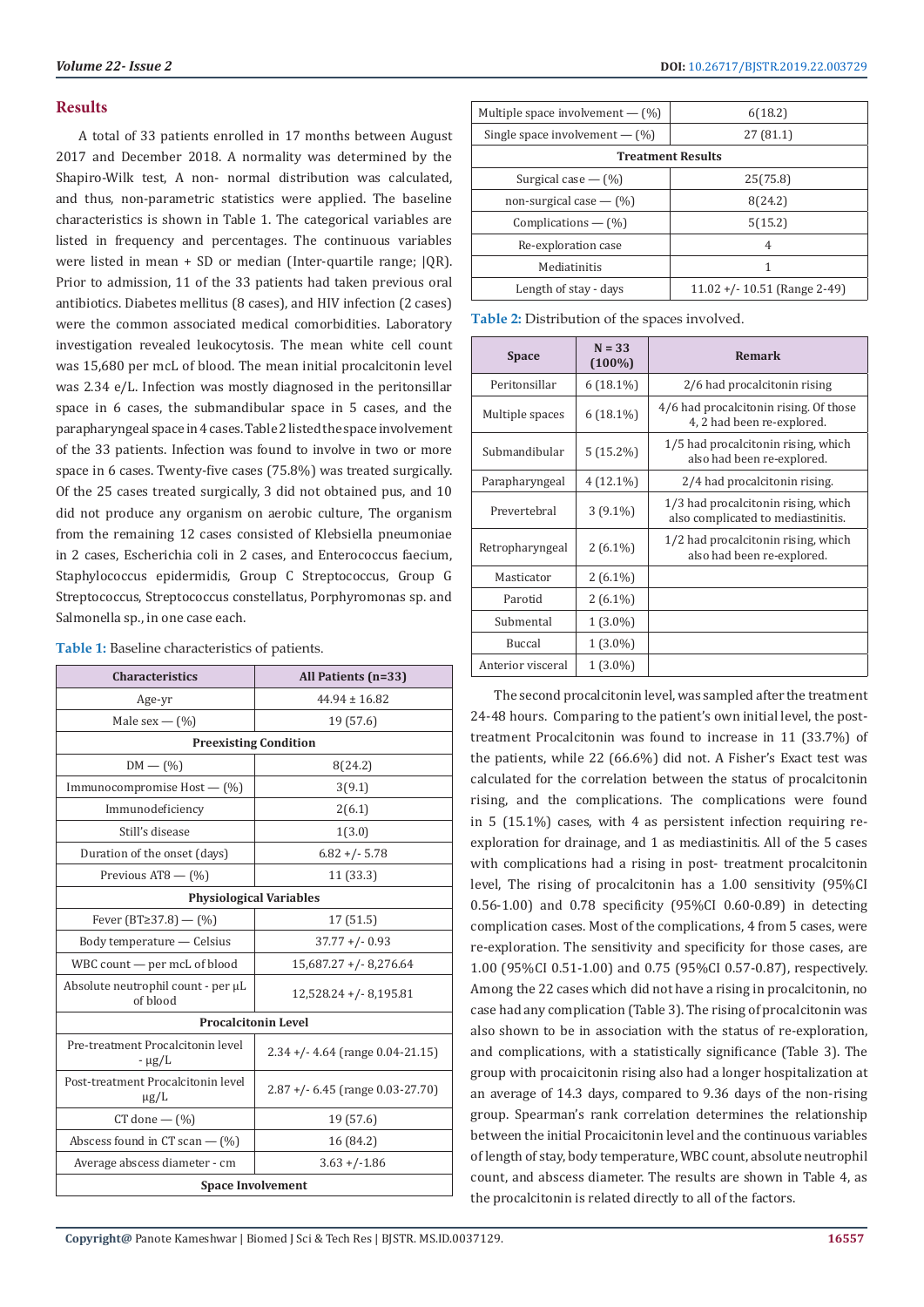## Results

A total of 33 patients enrolled in 17 months between August 2017 and December 2018. A normality was determined by the Shapiro-Wilk test, A non- normal distribution was calculated, and thus, non-parametric statistics were applied. The baseline characteristics is shown in Table 1. The categorical variables are listed in frequency and percentages. The continuous variables were listed in mean + SD or median (Inter-quartile range; |QR). Prior to admission, 11 of the 33 patients had taken previous oral antibiotics. Diabetes mellitus (8 cases), and HIV infection (2 cases) were the common associated medical comorbidities. Laboratory investigation revealed leukocytosis. The mean white cell count was 15,680 per mcL of blood. The mean initial procalcitonin level was 2.34 e/L. Infection was mostly diagnosed in the peritonsillar space in 6 cases, the submandibular space in 5 cases, and the parapharyngeal space in 4 cases. Table 2 listed the space involvement of the 33 patients. Infection was found to involve in two or more space in 6 cases. Twenty-five cases (75.8%) was treated surgically. Of the 25 cases treated surgically, 3 did not obtained pus, and 10 did not produce any organism on aerobic culture, The organism from the remaining 12 cases consisted of Klebsiella pneumoniae in 2 cases, Escherichia coli in 2 cases, and Enterococcus faecium, Staphylococcus epidermidis, Group C Streptococcus, Group G Streptococcus, Streptococcus constellatus, Porphyromonas sp. and Salmonella sp., in one case each.

**Table 1:** Baseline characteristics of patients.

| Characteristics | All Patients (n=33) |
|---|---|
| Age-yr | 44.94 ± 16.82 |
| Male sex — (%) | 19 (57.6) |
| **Preexisting Condition** | |
| DM — (%) | 8(24.2) |
| Immunocompromise Host — (%) | 3(9.1) |
| Immunodeficiency | 2(6.1) |
| Still's disease | 1(3.0) |
| Duration of the onset (days) | 6.82 +/- 5.78 |
| Previous ATB — (%) | 11 (33.3) |
| **Physiological Variables** | |
| Fever (BT≥37.8) — (%) | 17 (51.5) |
| Body temperature — Celsius | 37.77 +/- 0.93 |
| WBC count — per mcL of blood | 15,687.27 +/- 8,276.64 |
| Absolute neutrophil count - per µL of blood | 12,528.24 +/- 8,195.81 |
| **Procalcitonin Level** | |
| Pre-treatment Procalcitonin level - µg/L | 2.34 +/- 4.64 (range 0.04-21.15) |
| Post-treatment Procalcitonin level µg/L | 2.87 +/- 6.45 (range 0.03-27.70) |
| CT done — (%) | 19 (57.6) |
| Abscess found in CT scan — (%) | 16 (84.2) |
| Average abscess diameter - cm | 3.63 +/-1.86 |
| **Space Involvement** | |
| Multiple space involvement — (%) | 6(18.2) |
| Single space involvement — (%) | 27 (81.1) |
| **Treatment Results** | |
| Surgical case — (%) | 25(75.8) |
| non-surgical case — (%) | 8(24.2) |
| Complications — (%) | 5(15.2) |
| Re-exploration case | 4 |
| Mediatinitis | 1 |
| Length of stay - days | 11.02 +/- 10.51 (Range 2-49) |

**Table 2:** Distribution of the spaces involved.

| Space | N = 33 (100%) | Remark |
|---|---|---|
| Peritonsillar | 6 (18.1%) | 2/6 had procalcitonin rising |
| Multiple spaces | 6 (18.1%) | 4/6 had procalcitonin rising. Of those 4, 2 had been re-explored. |
| Submandibular | 5 (15.2%) | 1/5 had procalcitonin rising, which also had been re-explored. |
| Parapharyngeal | 4 (12.1%) | 2/4 had procalcitonin rising. |
| Prevertebral | 3 (9.1%) | 1/3 had procalcitonin rising, which also complicated to mediastinitis. |
| Retropharyngeal | 2 (6.1%) | 1/2 had procalcitonin rising, which also had been re-explored. |
| Masticator | 2 (6.1%) | |
| Parotid | 2 (6.1%) | |
| Submental | 1 (3.0%) | |
| Buccal | 1 (3.0%) | |
| Anterior visceral | 1 (3.0%) | |

The second procalcitonin level, was sampled after the treatment 24-48 hours. Comparing to the patient's own initial level, the post-treatment Procalcitonin was found to increase in 11 (33.7%) of the patients, while 22 (66.6%) did not. A Fisher's Exact test was calculated for the correlation between the status of procalcitonin rising, and the complications. The complications were found in 5 (15.1%) cases, with 4 as persistent infection requiring re-exploration for drainage, and 1 as mediastinitis. All of the 5 cases with complications had a rising in post- treatment procalcitonin level, The rising of procalcitonin has a 1.00 sensitivity (95%CI 0.56-1.00) and 0.78 specificity (95%CI 0.60-0.89) in detecting complication cases. Most of the complications, 4 from 5 cases, were re-exploration. The sensitivity and specificity for those cases, are 1.00 (95%CI 0.51-1.00) and 0.75 (95%CI 0.57-0.87), respectively. Among the 22 cases which did not have a rising in procalcitonin, no case had any complication (Table 3). The rising of procalcitonin was also shown to be in association with the status of re-exploration, and complications, with a statistically significance (Table 3). The group with procalcitonin rising also had a longer hospitalization at an average of 14.3 days, compared to 9.36 days of the non-rising group. Spearman's rank correlation determines the relationship between the initial Procalcitonin level and the continuous variables of length of stay, body temperature, WBC count, absolute neutrophil count, and abscess diameter. The results are shown in Table 4, as the procalcitonin is related directly to all of the factors.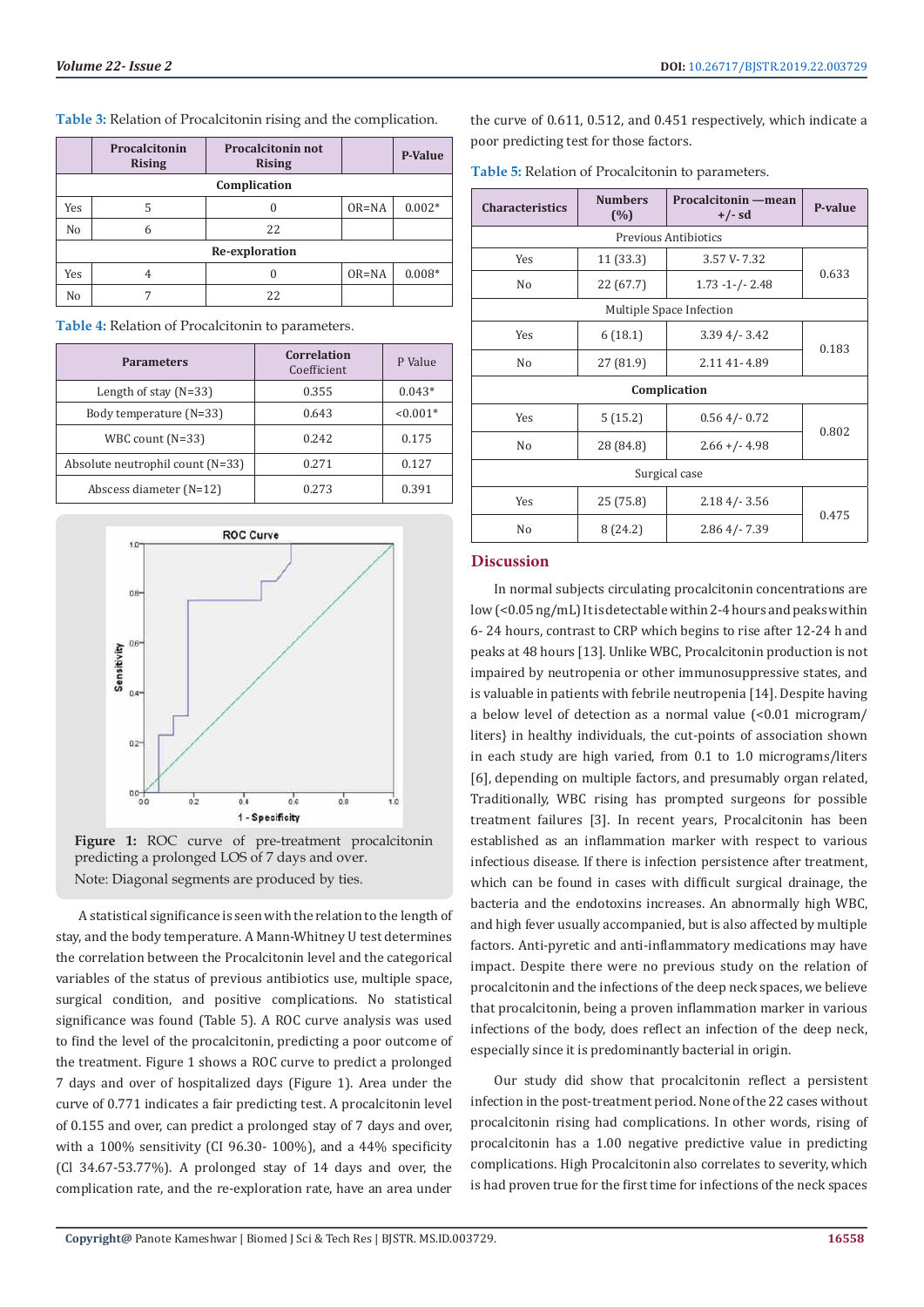**Table 3:** Relation of Procalcitonin rising and the complication.

| | Procalcitonin Rising | Procalcitonin not Rising | | P-Value |
|---|---|---|---|---|
| **Complication** | | | | |
| Yes | 5 | 0 | OR=NA | 0.002* |
| No | 6 | 22 | | |
| **Re-exploration** | | | | |
| Yes | 4 | 0 | OR=NA | 0.008* |
| No | 7 | 22 | | |

**Table 4:** Relation of Procalcitonin to parameters.

| Parameters | Correlation Coefficient | P Value |
|---|---|---|
| Length of stay (N=33) | 0.355 | 0.043* |
| Body temperature (N=33) | 0.643 | <0.001* |
| WBC count (N=33) | 0.242 | 0.175 |
| Absolute neutrophil count (N=33) | 0.271 | 0.127 |
| Abscess diameter (N=12) | 0.273 | 0.391 |

**Figure 1:** ROC curve of pre-treatment procalcitonin predicting a prolonged LOS of 7 days and over.

Note: Diagonal segments are produced by ties.

A statistical significance is seen with the relation to the length of stay, and the body temperature. A Mann-Whitney U test determines the correlation between the Procalcitonin level and the categorical variables of the status of previous antibiotics use, multiple space, surgical condition, and positive complications. No statistical significance was found (Table 5). A ROC curve analysis was used to find the level of the procalcitonin, predicting a poor outcome of the treatment. Figure 1 shows a ROC curve to predict a prolonged 7 days and over of hospitalized days (Figure 1). Area under the curve of 0.771 indicates a fair predicting test. A procalcitonin level of 0.155 and over, can predict a prolonged stay of 7 days and over, with a 100% sensitivity (CI 96.30- 100%), and a 44% specificity (Cl 34.67-53.77%). A prolonged stay of 14 days and over, the complication rate, and the re-exploration rate, have an area under the curve of 0.611, 0.512, and 0.451 respectively, which indicate a poor predicting test for those factors.

**Table 5:** Relation of Procalcitonin to parameters.

| Characteristics | Numbers (%) | Procalcitonin —mean +/- sd | P-value |
|---|---|---|---|
| Previous Antibiotics | | | |
| Yes | 11 (33.3) | 3.57 V- 7.32 | 0.633 |
| No | 22 (67.7) | 1.73 -1-/- 2.48 | |
| Multiple Space Infection | | | |
| Yes | 6 (18.1) | 3.39 4/- 3.42 | 0.183 |
| No | 27 (81.9) | 2.11 41- 4.89 | |
| **Complication** | | | |
| Yes | 5 (15.2) | 0.56 4/- 0.72 | 0.802 |
| No | 28 (84.8) | 2.66 +/- 4.98 | |
| Surgical case | | | |
| Yes | 25 (75.8) | 2.18 4/- 3.56 | 0.475 |
| No | 8 (24.2) | 2.86 4/- 7.39 | |

## Discussion

In normal subjects circulating procalcitonin concentrations are low (<0.05 ng/mL) It is detectable within 2-4 hours and peaks within 6- 24 hours, contrast to CRP which begins to rise after 12-24 h and peaks at 48 hours [13]. Unlike WBC, Procalcitonin production is not impaired by neutropenia or other immunosuppressive states, and is valuable in patients with febrile neutropenia [14]. Despite having a below level of detection as a normal value (<0.01 microgram/liters} in healthy individuals, the cut-points of association shown in each study are high varied, from 0.1 to 1.0 micrograms/liters [6], depending on multiple factors, and presumably organ related, Traditionally, WBC rising has prompted surgeons for possible treatment failures [3]. In recent years, Procalcitonin has been established as an inflammation marker with respect to various infectious disease. If there is infection persistence after treatment, which can be found in cases with difficult surgical drainage, the bacteria and the endotoxins increases. An abnormally high WBC, and high fever usually accompanied, but is also affected by multiple factors. Anti-pyretic and anti-inflammatory medications may have impact. Despite there were no previous study on the relation of procalcitonin and the infections of the deep neck spaces, we believe that procalcitonin, being a proven inflammation marker in various infections of the body, does reflect an infection of the deep neck, especially since it is predominantly bacterial in origin.

Our study did show that procalcitonin reflect a persistent infection in the post-treatment period. None of the 22 cases without procalcitonin rising had complications. In other words, rising of procalcitonin has a 1.00 negative predictive value in predicting complications. High Procalcitonin also correlates to severity, which is had proven true for the first time for infections of the neck spaces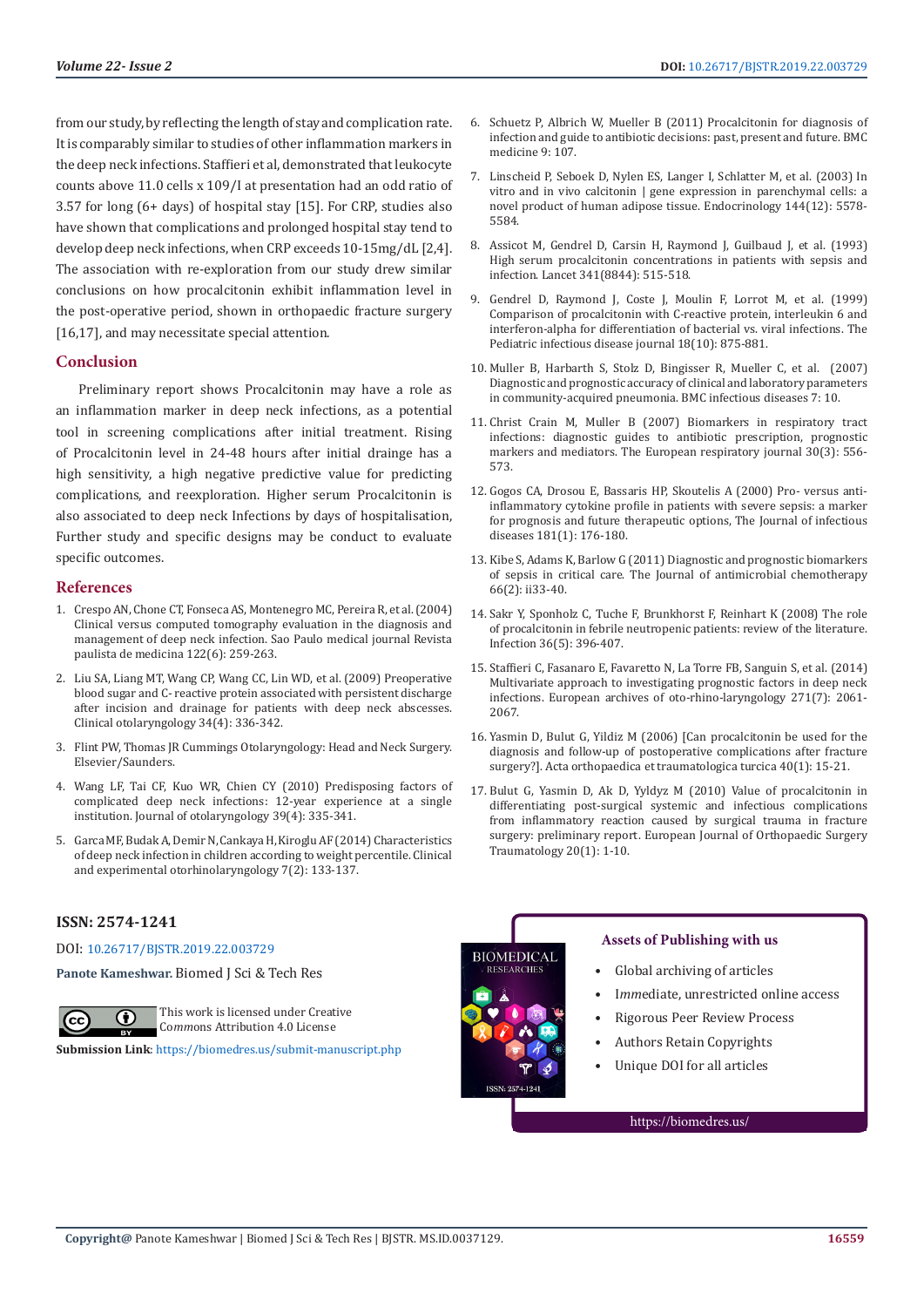from our study, by reflecting the length of stay and complication rate. It is comparably similar to studies of other inflammation markers in the deep neck infections. Staffieri et al, demonstrated that leukocyte counts above 11.0 cells x 109/I at presentation had an odd ratio of 3.57 for long (6+ days) of hospital stay [15]. For CRP, studies also have shown that complications and prolonged hospital stay tend to develop deep neck infections, when CRP exceeds 10-15mg/dL [2,4]. The association with re-exploration from our study drew similar conclusions on how procalcitonin exhibit inflammation level in the post-operative period, shown in orthopaedic fracture surgery [16,17], and may necessitate special attention.

## Conclusion

Preliminary report shows Procalcitonin may have a role as an inflammation marker in deep neck infections, as a potential tool in screening complications after initial treatment. Rising of Procalcitonin level in 24-48 hours after initial drainge has a high sensitivity, a high negative predictive value for predicting complications, and reexploration. Higher serum Procalcitonin is also associated to deep neck Infections by days of hospitalisation, Further study and specific designs may be conduct to evaluate specific outcomes.

## References

1. Crespo AN, Chone CT, Fonseca AS, Montenegro MC, Pereira R, et al. (2004) Clinical versus computed tomography evaluation in the diagnosis and management of deep neck infection. Sao Paulo medical journal Revista paulista de medicina 122(6): 259-263.
2. Liu SA, Liang MT, Wang CP, Wang CC, Lin WD, et al. (2009) Preoperative blood sugar and C- reactive protein associated with persistent discharge after incision and drainage for patients with deep neck abscesses. Clinical otolaryngology 34(4): 336-342.
3. Flint PW, Thomas JR Cummings Otolaryngology: Head and Neck Surgery. Elsevier/Saunders.
4. Wang LF, Tai CF, Kuo WR, Chien CY (2010) Predisposing factors of complicated deep neck infections: 12-year experience at a single institution. Journal of otolaryngology 39(4): 335-341.
5. Garca MF, Budak A, Demir N, Cankaya H, Kiroglu AF (2014) Characteristics of deep neck infection in children according to weight percentile. Clinical and experimental otorhinolaryngology 7(2): 133-137.
6. Schuetz P, Albrich W, Mueller B (2011) Procalcitonin for diagnosis of infection and guide to antibiotic decisions: past, present and future. BMC medicine 9: 107.
7. Linscheid P, Seboek D, Nylen ES, Langer I, Schlatter M, et al. (2003) In vitro and in vivo calcitonin | gene expression in parenchymal cells: a novel product of human adipose tissue. Endocrinology 144(12): 5578-5584.
8. Assicot M, Gendrel D, Carsin H, Raymond J, Guilbaud J, et al. (1993) High serum procalcitonin concentrations in patients with sepsis and infection. Lancet 341(8844): 515-518.
9. Gendrel D, Raymond J, Coste J, Moulin F, Lorrot M, et al. (1999) Comparison of procalcitonin with C-reactive protein, interleukin 6 and interferon-alpha for differentiation of bacterial vs. viral infections. The Pediatric infectious disease journal 18(10): 875-881.
10. Muller B, Harbarth S, Stolz D, Bingisser R, Mueller C, et al. (2007) Diagnostic and prognostic accuracy of clinical and laboratory parameters in community-acquired pneumonia. BMC infectious diseases 7: 10.
11. Christ Crain M, Muller B (2007) Biomarkers in respiratory tract infections: diagnostic guides to antibiotic prescription, prognostic markers and mediators. The European respiratory journal 30(3): 556-573.
12. Gogos CA, Drosou E, Bassaris HP, Skoutelis A (2000) Pro- versus anti-inflammatory cytokine profile in patients with severe sepsis: a marker for prognosis and future therapeutic options, The Journal of infectious diseases 181(1): 176-180.
13. Kibe S, Adams K, Barlow G (2011) Diagnostic and prognostic biomarkers of sepsis in critical care. The Journal of antimicrobial chemotherapy 66(2): ii33-40.
14. Sakr Y, Sponholz C, Tuche F, Brunkhorst F, Reinhart K (2008) The role of procalcitonin in febrile neutropenic patients: review of the literature. Infection 36(5): 396-407.
15. Staffieri C, Fasanaro E, Favaretto N, La Torre FB, Sanguin S, et al. (2014) Multivariate approach to investigating prognostic factors in deep neck infections. European archives of oto-rhino-laryngology 271(7): 2061-2067.
16. Yasmin D, Bulut G, Yildiz M (2006) [Can procalcitonin be used for the diagnosis and follow-up of postoperative complications after fracture surgery?]. Acta orthopaedica et traumatologica turcica 40(1): 15-21.
17. Bulut G, Yasmin D, Ak D, Yyldyz M (2010) Value of procalcitonin in differentiating post-surgical systemic and infectious complications from inflammatory reaction caused by surgical trauma in fracture surgery: preliminary report. European Journal of Orthopaedic Surgery Traumatology 20(1): 1-10.

**ISSN: 2574-1241**

DOI: 10.26717/BJSTR.2019.22.003729

**Panote Kameshwar.** Biomed J Sci & Tech Res

This work is licensed under Creative Commons Attribution 4.0 License

**Submission Link**: https://biomedres.us/submit-manuscript.php

**Assets of Publishing with us**

- Global archiving of articles
- Immediate, unrestricted online access
- Rigorous Peer Review Process
- Authors Retain Copyrights
- Unique DOI for all articles

https://biomedres.us/